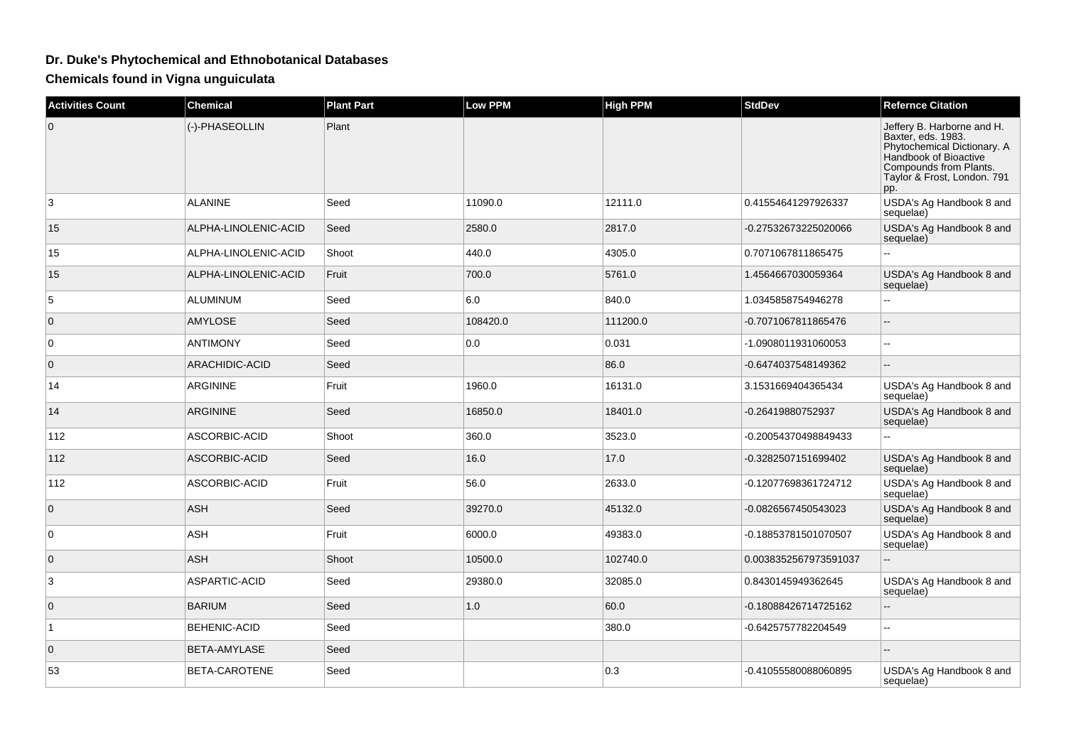# Dr. Duke's Phytochemical and Ethnobotanical Databases

## Chemicals found in Vigna unguiculata

| Activities Count | Chemical | Plant Part | Low PPM | High PPM | StdDev | Refernce Citation |
|---|---|---|---|---|---|---|
| 0 | (-)-PHASEOLLIN | Plant | | | | Jeffery B. Harborne and H. Baxter, eds. 1983. Phytochemical Dictionary. A Handbook of Bioactive Compounds from Plants. Taylor & Frost, London. 791 pp. |
| 3 | ALANINE | Seed | 11090.0 | 12111.0 | 0.41554641297926337 | USDA's Ag Handbook 8 and sequelae) |
| 15 | ALPHA-LINOLENIC-ACID | Seed | 2580.0 | 2817.0 | -0.27532673225020066 | USDA's Ag Handbook 8 and sequelae) |
| 15 | ALPHA-LINOLENIC-ACID | Shoot | 440.0 | 4305.0 | 0.7071067811865475 | -- |
| 15 | ALPHA-LINOLENIC-ACID | Fruit | 700.0 | 5761.0 | 1.4564667030059364 | USDA's Ag Handbook 8 and sequelae) |
| 5 | ALUMINUM | Seed | 6.0 | 840.0 | 1.0345858754946278 | -- |
| 0 | AMYLOSE | Seed | 108420.0 | 111200.0 | -0.7071067811865476 | -- |
| 0 | ANTIMONY | Seed | 0.0 | 0.031 | -1.0908011931060053 | -- |
| 0 | ARACHIDIC-ACID | Seed | | 86.0 | -0.6474037548149362 | -- |
| 14 | ARGININE | Fruit | 1960.0 | 16131.0 | 3.1531669404365434 | USDA's Ag Handbook 8 and sequelae) |
| 14 | ARGININE | Seed | 16850.0 | 18401.0 | -0.26419880752937 | USDA's Ag Handbook 8 and sequelae) |
| 112 | ASCORBIC-ACID | Shoot | 360.0 | 3523.0 | -0.20054370498849433 | -- |
| 112 | ASCORBIC-ACID | Seed | 16.0 | 17.0 | -0.3282507151699402 | USDA's Ag Handbook 8 and sequelae) |
| 112 | ASCORBIC-ACID | Fruit | 56.0 | 2633.0 | -0.12077698361724712 | USDA's Ag Handbook 8 and sequelae) |
| 0 | ASH | Seed | 39270.0 | 45132.0 | -0.0826567450543023 | USDA's Ag Handbook 8 and sequelae) |
| 0 | ASH | Fruit | 6000.0 | 49383.0 | -0.18853781501070507 | USDA's Ag Handbook 8 and sequelae) |
| 0 | ASH | Shoot | 10500.0 | 102740.0 | 0.0038352567973591037 | -- |
| 3 | ASPARTIC-ACID | Seed | 29380.0 | 32085.0 | 0.8430145949362645 | USDA's Ag Handbook 8 and sequelae) |
| 0 | BARIUM | Seed | 1.0 | 60.0 | -0.18088426714725162 | -- |
| 1 | BEHENIC-ACID | Seed | | 380.0 | -0.6425757782204549 | -- |
| 0 | BETA-AMYLASE | Seed | | | | -- |
| 53 | BETA-CAROTENE | Seed | | 0.3 | -0.41055580088060895 | USDA's Ag Handbook 8 and sequelae) |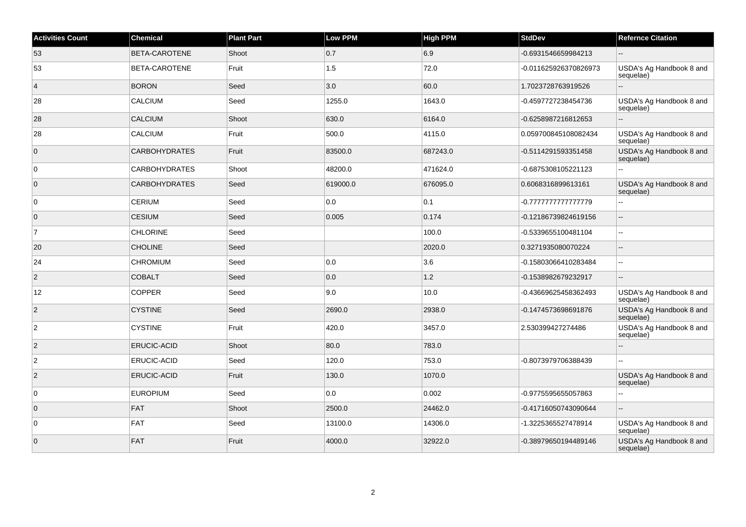| Activities Count | Chemical | Plant Part | Low PPM | High PPM | StdDev | Refernce Citation |
|---|---|---|---|---|---|---|
| 53 | BETA-CAROTENE | Shoot | 0.7 | 6.9 | -0.6931546659984213 | -- |
| 53 | BETA-CAROTENE | Fruit | 1.5 | 72.0 | -0.011625926370826973 | USDA's Ag Handbook 8 and sequelae) |
| 4 | BORON | Seed | 3.0 | 60.0 | 1.7023728763919526 | -- |
| 28 | CALCIUM | Seed | 1255.0 | 1643.0 | -0.4597727238454736 | USDA's Ag Handbook 8 and sequelae) |
| 28 | CALCIUM | Shoot | 630.0 | 6164.0 | -0.6258987216812653 | -- |
| 28 | CALCIUM | Fruit | 500.0 | 4115.0 | 0.059700845108082434 | USDA's Ag Handbook 8 and sequelae) |
| 0 | CARBOHYDRATES | Fruit | 83500.0 | 687243.0 | -0.5114291593351458 | USDA's Ag Handbook 8 and sequelae) |
| 0 | CARBOHYDRATES | Shoot | 48200.0 | 471624.0 | -0.6875308105221123 | -- |
| 0 | CARBOHYDRATES | Seed | 619000.0 | 676095.0 | 0.6068316899613161 | USDA's Ag Handbook 8 and sequelae) |
| 0 | CERIUM | Seed | 0.0 | 0.1 | -0.7777777777777779 | -- |
| 0 | CESIUM | Seed | 0.005 | 0.174 | -0.12186739824619156 | -- |
| 7 | CHLORINE | Seed | | 100.0 | -0.5339655100481104 | -- |
| 20 | CHOLINE | Seed | | 2020.0 | 0.3271935080070224 | -- |
| 24 | CHROMIUM | Seed | 0.0 | 3.6 | -0.15803066410283484 | -- |
| 2 | COBALT | Seed | 0.0 | 1.2 | -0.1538982679232917 | -- |
| 12 | COPPER | Seed | 9.0 | 10.0 | -0.43669625458362493 | USDA's Ag Handbook 8 and sequelae) |
| 2 | CYSTINE | Seed | 2690.0 | 2938.0 | -0.1474573698691876 | USDA's Ag Handbook 8 and sequelae) |
| 2 | CYSTINE | Fruit | 420.0 | 3457.0 | 2.530399427274486 | USDA's Ag Handbook 8 and sequelae) |
| 2 | ERUCIC-ACID | Shoot | 80.0 | 783.0 | | -- |
| 2 | ERUCIC-ACID | Seed | 120.0 | 753.0 | -0.8073979706388439 | -- |
| 2 | ERUCIC-ACID | Fruit | 130.0 | 1070.0 | | USDA's Ag Handbook 8 and sequelae) |
| 0 | EUROPIUM | Seed | 0.0 | 0.002 | -0.9775595655057863 | -- |
| 0 | FAT | Shoot | 2500.0 | 24462.0 | -0.41716050743090644 | -- |
| 0 | FAT | Seed | 13100.0 | 14306.0 | -1.3225365527478914 | USDA's Ag Handbook 8 and sequelae) |
| 0 | FAT | Fruit | 4000.0 | 32922.0 | -0.38979650194489146 | USDA's Ag Handbook 8 and sequelae) |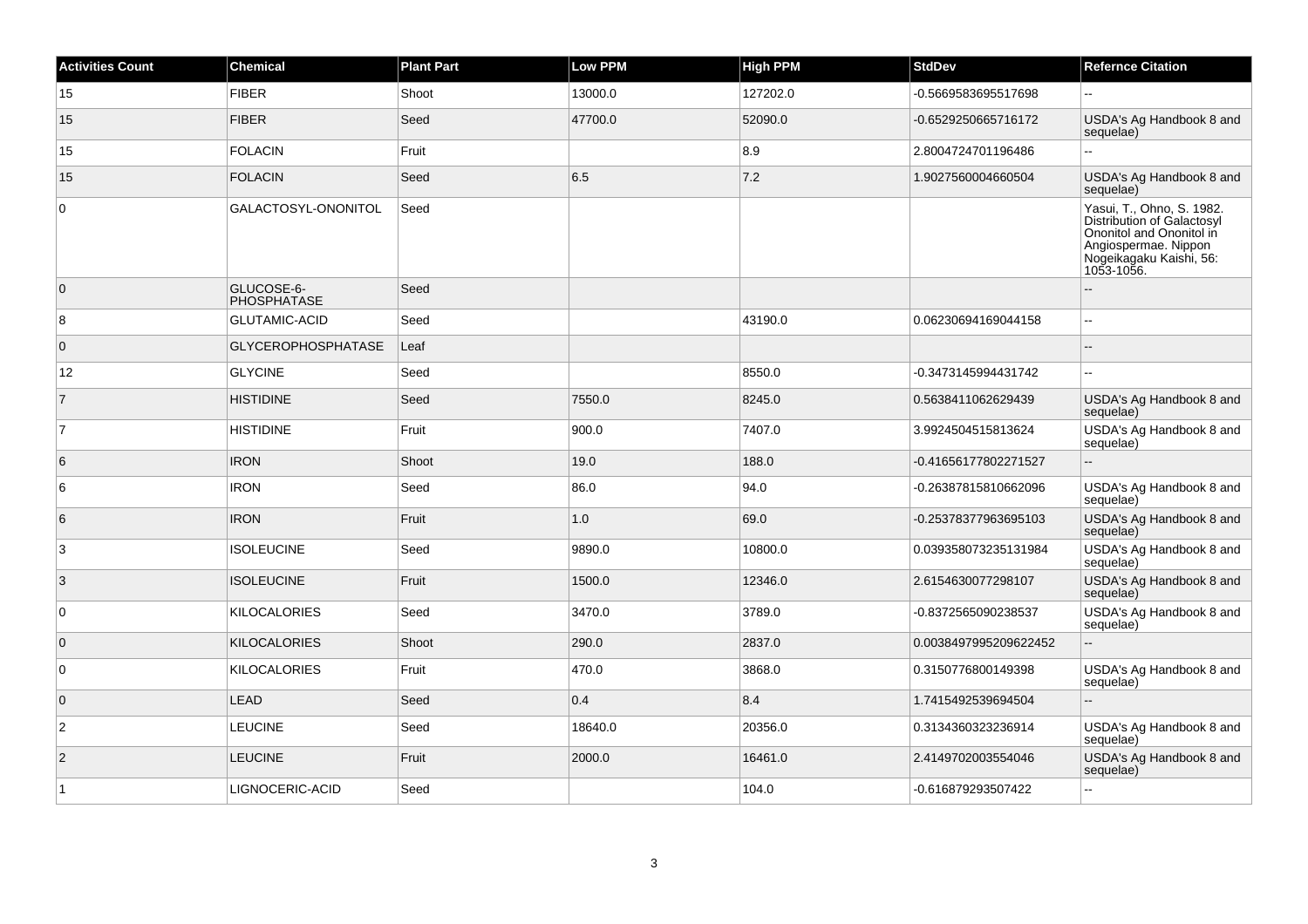| Activities Count | Chemical | Plant Part | Low PPM | High PPM | StdDev | Refernce Citation |
|---|---|---|---|---|---|---|
| 15 | FIBER | Shoot | 13000.0 | 127202.0 | -0.5669583695517698 | -- |
| 15 | FIBER | Seed | 47700.0 | 52090.0 | -0.6529250665716172 | USDA's Ag Handbook 8 and sequelae) |
| 15 | FOLACIN | Fruit | | 8.9 | 2.8004724701196486 | -- |
| 15 | FOLACIN | Seed | 6.5 | 7.2 | 1.9027560004660504 | USDA's Ag Handbook 8 and sequelae) |
| 0 | GALACTOSYL-ONONITOL | Seed | | | | Yasui, T., Ohno, S. 1982. Distribution of Galactosyl Ononitol and Ononitol in Angiospermae. Nippon Nogeikagaku Kaishi, 56: 1053-1056. |
| 0 | GLUCOSE-6-PHOSPHATASE | Seed | | | | -- |
| 8 | GLUTAMIC-ACID | Seed | | 43190.0 | 0.06230694169044158 | -- |
| 0 | GLYCEROPHOSPHATASE | Leaf | | | | -- |
| 12 | GLYCINE | Seed | | 8550.0 | -0.3473145994431742 | -- |
| 7 | HISTIDINE | Seed | 7550.0 | 8245.0 | 0.5638411062629439 | USDA's Ag Handbook 8 and sequelae) |
| 7 | HISTIDINE | Fruit | 900.0 | 7407.0 | 3.9924504515813624 | USDA's Ag Handbook 8 and sequelae) |
| 6 | IRON | Shoot | 19.0 | 188.0 | -0.41656177802271527 | -- |
| 6 | IRON | Seed | 86.0 | 94.0 | -0.26387815810662096 | USDA's Ag Handbook 8 and sequelae) |
| 6 | IRON | Fruit | 1.0 | 69.0 | -0.25378377963695103 | USDA's Ag Handbook 8 and sequelae) |
| 3 | ISOLEUCINE | Seed | 9890.0 | 10800.0 | 0.039358073235131984 | USDA's Ag Handbook 8 and sequelae) |
| 3 | ISOLEUCINE | Fruit | 1500.0 | 12346.0 | 2.6154630077298107 | USDA's Ag Handbook 8 and sequelae) |
| 0 | KILOCALORIES | Seed | 3470.0 | 3789.0 | -0.8372565090238537 | USDA's Ag Handbook 8 and sequelae) |
| 0 | KILOCALORIES | Shoot | 290.0 | 2837.0 | 0.0038497995209622452 | -- |
| 0 | KILOCALORIES | Fruit | 470.0 | 3868.0 | 0.3150776800149398 | USDA's Ag Handbook 8 and sequelae) |
| 0 | LEAD | Seed | 0.4 | 8.4 | 1.7415492539694504 | -- |
| 2 | LEUCINE | Seed | 18640.0 | 20356.0 | 0.3134360323236914 | USDA's Ag Handbook 8 and sequelae) |
| 2 | LEUCINE | Fruit | 2000.0 | 16461.0 | 2.4149702003554046 | USDA's Ag Handbook 8 and sequelae) |
| 1 | LIGNOCERIC-ACID | Seed | | 104.0 | -0.616879293507422 | -- |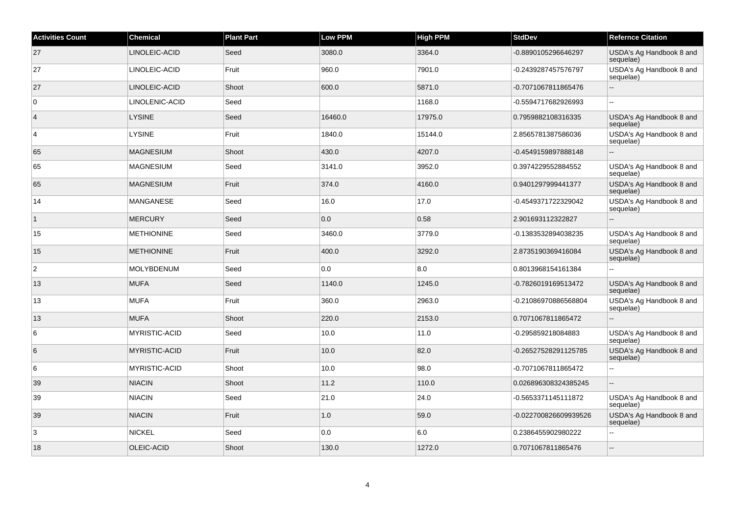| Activities Count | Chemical | Plant Part | Low PPM | High PPM | StdDev | Refernce Citation |
|---|---|---|---|---|---|---|
| 27 | LINOLEIC-ACID | Seed | 3080.0 | 3364.0 | -0.8890105296646297 | USDA's Ag Handbook 8 and sequelae) |
| 27 | LINOLEIC-ACID | Fruit | 960.0 | 7901.0 | -0.2439287457576797 | USDA's Ag Handbook 8 and sequelae) |
| 27 | LINOLEIC-ACID | Shoot | 600.0 | 5871.0 | -0.7071067811865476 | -- |
| 0 | LINOLENIC-ACID | Seed | | 1168.0 | -0.5594717682926993 | -- |
| 4 | LYSINE | Seed | 16460.0 | 17975.0 | 0.7959882108316335 | USDA's Ag Handbook 8 and sequelae) |
| 4 | LYSINE | Fruit | 1840.0 | 15144.0 | 2.8565781387586036 | USDA's Ag Handbook 8 and sequelae) |
| 65 | MAGNESIUM | Shoot | 430.0 | 4207.0 | -0.4549159897888148 | -- |
| 65 | MAGNESIUM | Seed | 3141.0 | 3952.0 | 0.3974229552884552 | USDA's Ag Handbook 8 and sequelae) |
| 65 | MAGNESIUM | Fruit | 374.0 | 4160.0 | 0.9401297999441377 | USDA's Ag Handbook 8 and sequelae) |
| 14 | MANGANESE | Seed | 16.0 | 17.0 | -0.4549371722329042 | USDA's Ag Handbook 8 and sequelae) |
| 1 | MERCURY | Seed | 0.0 | 0.58 | 2.901693112322827 | -- |
| 15 | METHIONINE | Seed | 3460.0 | 3779.0 | -0.1383532894038235 | USDA's Ag Handbook 8 and sequelae) |
| 15 | METHIONINE | Fruit | 400.0 | 3292.0 | 2.8735190369416084 | USDA's Ag Handbook 8 and sequelae) |
| 2 | MOLYBDENUM | Seed | 0.0 | 8.0 | 0.8013968154161384 | -- |
| 13 | MUFA | Seed | 1140.0 | 1245.0 | -0.7826019169513472 | USDA's Ag Handbook 8 and sequelae) |
| 13 | MUFA | Fruit | 360.0 | 2963.0 | -0.21086970886568804 | USDA's Ag Handbook 8 and sequelae) |
| 13 | MUFA | Shoot | 220.0 | 2153.0 | 0.7071067811865472 | -- |
| 6 | MYRISTIC-ACID | Seed | 10.0 | 11.0 | -0.295859218084883 | USDA's Ag Handbook 8 and sequelae) |
| 6 | MYRISTIC-ACID | Fruit | 10.0 | 82.0 | -0.26527528291125785 | USDA's Ag Handbook 8 and sequelae) |
| 6 | MYRISTIC-ACID | Shoot | 10.0 | 98.0 | -0.7071067811865472 | -- |
| 39 | NIACIN | Shoot | 11.2 | 110.0 | 0.026896308324385245 | -- |
| 39 | NIACIN | Seed | 21.0 | 24.0 | -0.5653371145111872 | USDA's Ag Handbook 8 and sequelae) |
| 39 | NIACIN | Fruit | 1.0 | 59.0 | -0.022700826609939526 | USDA's Ag Handbook 8 and sequelae) |
| 3 | NICKEL | Seed | 0.0 | 6.0 | 0.2386455902980222 | -- |
| 18 | OLEIC-ACID | Shoot | 130.0 | 1272.0 | 0.7071067811865476 | -- |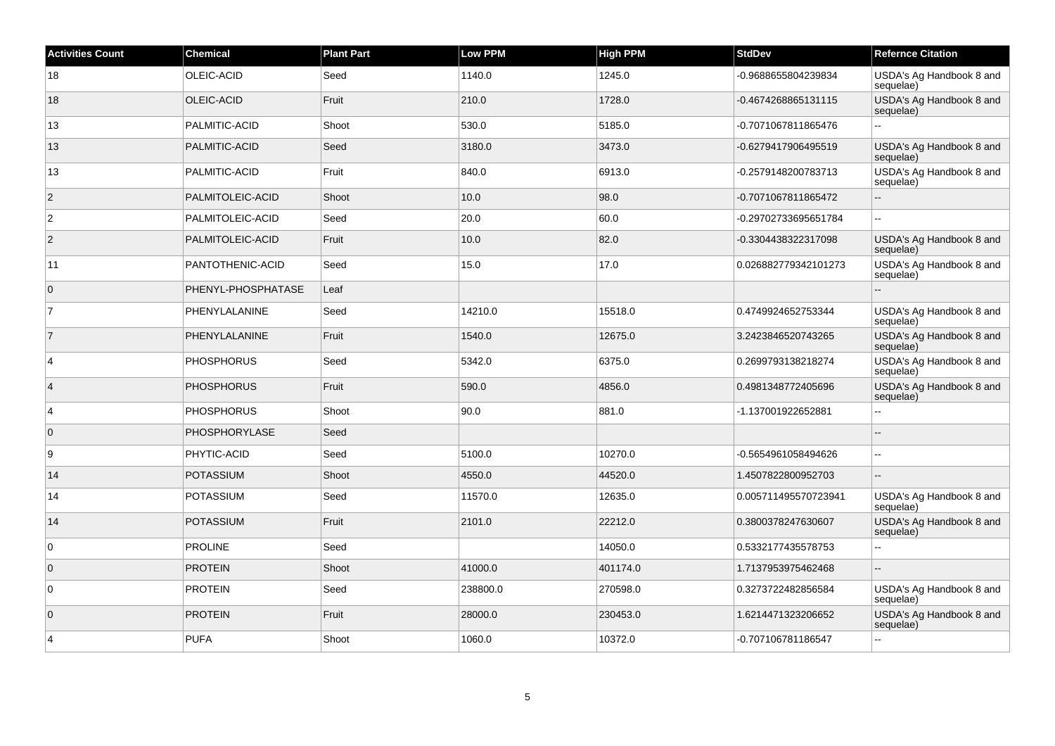| Activities Count | Chemical | Plant Part | Low PPM | High PPM | StdDev | Refernce Citation |
|---|---|---|---|---|---|---|
| 18 | OLEIC-ACID | Seed | 1140.0 | 1245.0 | -0.9688655804239834 | USDA's Ag Handbook 8 and sequelae) |
| 18 | OLEIC-ACID | Fruit | 210.0 | 1728.0 | -0.4674268865131115 | USDA's Ag Handbook 8 and sequelae) |
| 13 | PALMITIC-ACID | Shoot | 530.0 | 5185.0 | -0.7071067811865476 | -- |
| 13 | PALMITIC-ACID | Seed | 3180.0 | 3473.0 | -0.6279417906495519 | USDA's Ag Handbook 8 and sequelae) |
| 13 | PALMITIC-ACID | Fruit | 840.0 | 6913.0 | -0.2579148200783713 | USDA's Ag Handbook 8 and sequelae) |
| 2 | PALMITOLEIC-ACID | Shoot | 10.0 | 98.0 | -0.7071067811865472 | -- |
| 2 | PALMITOLEIC-ACID | Seed | 20.0 | 60.0 | -0.29702733695651784 | -- |
| 2 | PALMITOLEIC-ACID | Fruit | 10.0 | 82.0 | -0.3304438322317098 | USDA's Ag Handbook 8 and sequelae) |
| 11 | PANTOTHENIC-ACID | Seed | 15.0 | 17.0 | 0.026882779342101273 | USDA's Ag Handbook 8 and sequelae) |
| 0 | PHENYL-PHOSPHATASE | Leaf | | | | -- |
| 7 | PHENYLALANINE | Seed | 14210.0 | 15518.0 | 0.4749924652753344 | USDA's Ag Handbook 8 and sequelae) |
| 7 | PHENYLALANINE | Fruit | 1540.0 | 12675.0 | 3.2423846520743265 | USDA's Ag Handbook 8 and sequelae) |
| 4 | PHOSPHORUS | Seed | 5342.0 | 6375.0 | 0.2699793138218274 | USDA's Ag Handbook 8 and sequelae) |
| 4 | PHOSPHORUS | Fruit | 590.0 | 4856.0 | 0.4981348772405696 | USDA's Ag Handbook 8 and sequelae) |
| 4 | PHOSPHORUS | Shoot | 90.0 | 881.0 | -1.137001922652881 | -- |
| 0 | PHOSPHORYLASE | Seed | | | | -- |
| 9 | PHYTIC-ACID | Seed | 5100.0 | 10270.0 | -0.5654961058494626 | -- |
| 14 | POTASSIUM | Shoot | 4550.0 | 44520.0 | 1.4507822800952703 | -- |
| 14 | POTASSIUM | Seed | 11570.0 | 12635.0 | 0.005711495570723941 | USDA's Ag Handbook 8 and sequelae) |
| 14 | POTASSIUM | Fruit | 2101.0 | 22212.0 | 0.3800378247630607 | USDA's Ag Handbook 8 and sequelae) |
| 0 | PROLINE | Seed | | 14050.0 | 0.5332177435578753 | -- |
| 0 | PROTEIN | Shoot | 41000.0 | 401174.0 | 1.7137953975462468 | -- |
| 0 | PROTEIN | Seed | 238800.0 | 270598.0 | 0.3273722482856584 | USDA's Ag Handbook 8 and sequelae) |
| 0 | PROTEIN | Fruit | 28000.0 | 230453.0 | 1.6214471323206652 | USDA's Ag Handbook 8 and sequelae) |
| 4 | PUFA | Shoot | 1060.0 | 10372.0 | -0.707106781186547 | -- |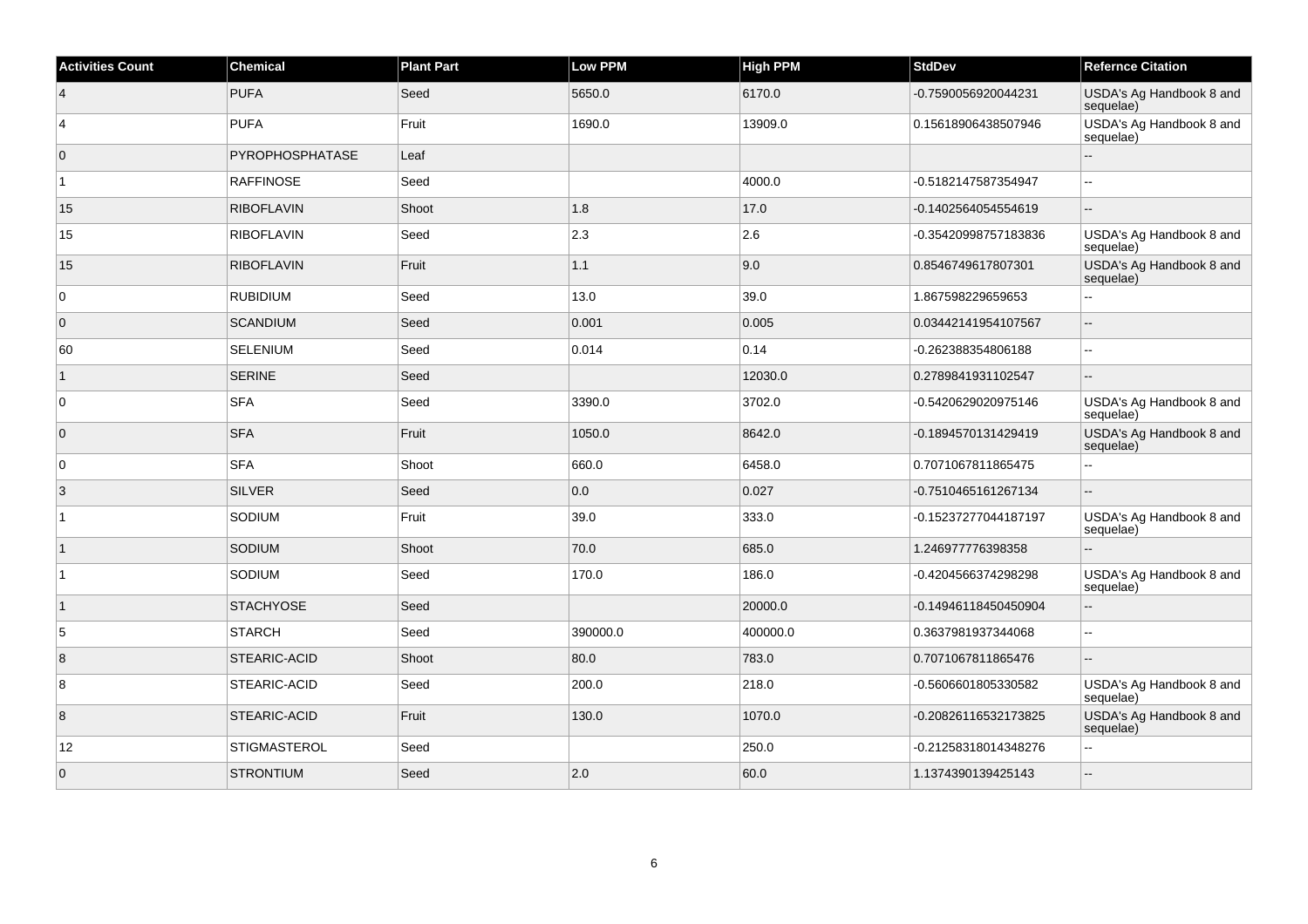| Activities Count | Chemical | Plant Part | Low PPM | High PPM | StdDev | Refernce Citation |
|---|---|---|---|---|---|---|
| 4 | PUFA | Seed | 5650.0 | 6170.0 | -0.7590056920044231 | USDA's Ag Handbook 8 and sequelae) |
| 4 | PUFA | Fruit | 1690.0 | 13909.0 | 0.15618906438507946 | USDA's Ag Handbook 8 and sequelae) |
| 0 | PYROPHOSPHATASE | Leaf | | | | -- |
| 1 | RAFFINOSE | Seed | | 4000.0 | -0.5182147587354947 | -- |
| 15 | RIBOFLAVIN | Shoot | 1.8 | 17.0 | -0.1402564054554619 | -- |
| 15 | RIBOFLAVIN | Seed | 2.3 | 2.6 | -0.35420998757183836 | USDA's Ag Handbook 8 and sequelae) |
| 15 | RIBOFLAVIN | Fruit | 1.1 | 9.0 | 0.8546749617807301 | USDA's Ag Handbook 8 and sequelae) |
| 0 | RUBIDIUM | Seed | 13.0 | 39.0 | 1.867598229659653 | -- |
| 0 | SCANDIUM | Seed | 0.001 | 0.005 | 0.03442141954107567 | -- |
| 60 | SELENIUM | Seed | 0.014 | 0.14 | -0.262388354806188 | -- |
| 1 | SERINE | Seed | | 12030.0 | 0.2789841931102547 | -- |
| 0 | SFA | Seed | 3390.0 | 3702.0 | -0.5420629020975146 | USDA's Ag Handbook 8 and sequelae) |
| 0 | SFA | Fruit | 1050.0 | 8642.0 | -0.1894570131429419 | USDA's Ag Handbook 8 and sequelae) |
| 0 | SFA | Shoot | 660.0 | 6458.0 | 0.7071067811865475 | -- |
| 3 | SILVER | Seed | 0.0 | 0.027 | -0.7510465161267134 | -- |
| 1 | SODIUM | Fruit | 39.0 | 333.0 | -0.15237277044187197 | USDA's Ag Handbook 8 and sequelae) |
| 1 | SODIUM | Shoot | 70.0 | 685.0 | 1.246977776398358 | -- |
| 1 | SODIUM | Seed | 170.0 | 186.0 | -0.4204566374298298 | USDA's Ag Handbook 8 and sequelae) |
| 1 | STACHYOSE | Seed | | 20000.0 | -0.14946118450450904 | -- |
| 5 | STARCH | Seed | 390000.0 | 400000.0 | 0.3637981937344068 | -- |
| 8 | STEARIC-ACID | Shoot | 80.0 | 783.0 | 0.7071067811865476 | -- |
| 8 | STEARIC-ACID | Seed | 200.0 | 218.0 | -0.5606601805330582 | USDA's Ag Handbook 8 and sequelae) |
| 8 | STEARIC-ACID | Fruit | 130.0 | 1070.0 | -0.20826116532173825 | USDA's Ag Handbook 8 and sequelae) |
| 12 | STIGMASTEROL | Seed | | 250.0 | -0.21258318014348276 | -- |
| 0 | STRONTIUM | Seed | 2.0 | 60.0 | 1.1374390139425143 | -- |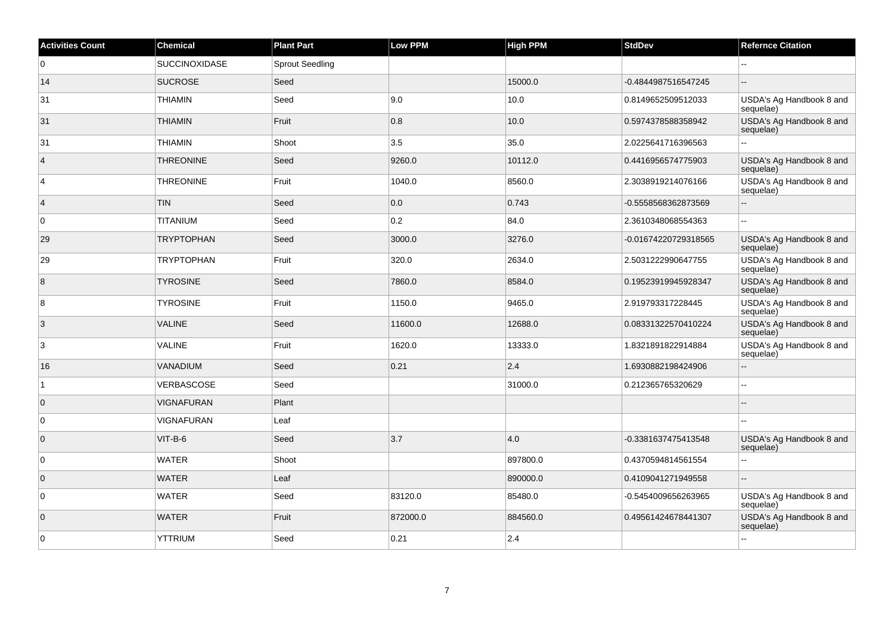| Activities Count | Chemical | Plant Part | Low PPM | High PPM | StdDev | Refernce Citation |
|---|---|---|---|---|---|---|
| 0 | SUCCINOXIDASE | Sprout Seedling | | | | -- |
| 14 | SUCROSE | Seed | | 15000.0 | -0.4844987516547245 | -- |
| 31 | THIAMIN | Seed | 9.0 | 10.0 | 0.8149652509512033 | USDA's Ag Handbook 8 and sequelae) |
| 31 | THIAMIN | Fruit | 0.8 | 10.0 | 0.5974378588358942 | USDA's Ag Handbook 8 and sequelae) |
| 31 | THIAMIN | Shoot | 3.5 | 35.0 | 2.0225641716396563 | -- |
| 4 | THREONINE | Seed | 9260.0 | 10112.0 | 0.4416956574775903 | USDA's Ag Handbook 8 and sequelae) |
| 4 | THREONINE | Fruit | 1040.0 | 8560.0 | 2.3038919214076166 | USDA's Ag Handbook 8 and sequelae) |
| 4 | TIN | Seed | 0.0 | 0.743 | -0.5558568362873569 | -- |
| 0 | TITANIUM | Seed | 0.2 | 84.0 | 2.3610348068554363 | -- |
| 29 | TRYPTOPHAN | Seed | 3000.0 | 3276.0 | -0.01674220729318565 | USDA's Ag Handbook 8 and sequelae) |
| 29 | TRYPTOPHAN | Fruit | 320.0 | 2634.0 | 2.5031222990647755 | USDA's Ag Handbook 8 and sequelae) |
| 8 | TYROSINE | Seed | 7860.0 | 8584.0 | 0.19523919945928347 | USDA's Ag Handbook 8 and sequelae) |
| 8 | TYROSINE | Fruit | 1150.0 | 9465.0 | 2.919793317228445 | USDA's Ag Handbook 8 and sequelae) |
| 3 | VALINE | Seed | 11600.0 | 12688.0 | 0.08331322570410224 | USDA's Ag Handbook 8 and sequelae) |
| 3 | VALINE | Fruit | 1620.0 | 13333.0 | 1.8321891822914884 | USDA's Ag Handbook 8 and sequelae) |
| 16 | VANADIUM | Seed | 0.21 | 2.4 | 1.6930882198424906 | -- |
| 1 | VERBASCOSE | Seed | | 31000.0 | 0.212365765320629 | -- |
| 0 | VIGNAFURAN | Plant | | | | -- |
| 0 | VIGNAFURAN | Leaf | | | | -- |
| 0 | VIT-B-6 | Seed | 3.7 | 4.0 | -0.3381637475413548 | USDA's Ag Handbook 8 and sequelae) |
| 0 | WATER | Shoot | | 897800.0 | 0.4370594814561554 | -- |
| 0 | WATER | Leaf | | 890000.0 | 0.4109041271949558 | -- |
| 0 | WATER | Seed | 83120.0 | 85480.0 | -0.5454009656263965 | USDA's Ag Handbook 8 and sequelae) |
| 0 | WATER | Fruit | 872000.0 | 884560.0 | 0.49561424678441307 | USDA's Ag Handbook 8 and sequelae) |
| 0 | YTTRIUM | Seed | 0.21 | 2.4 | | -- |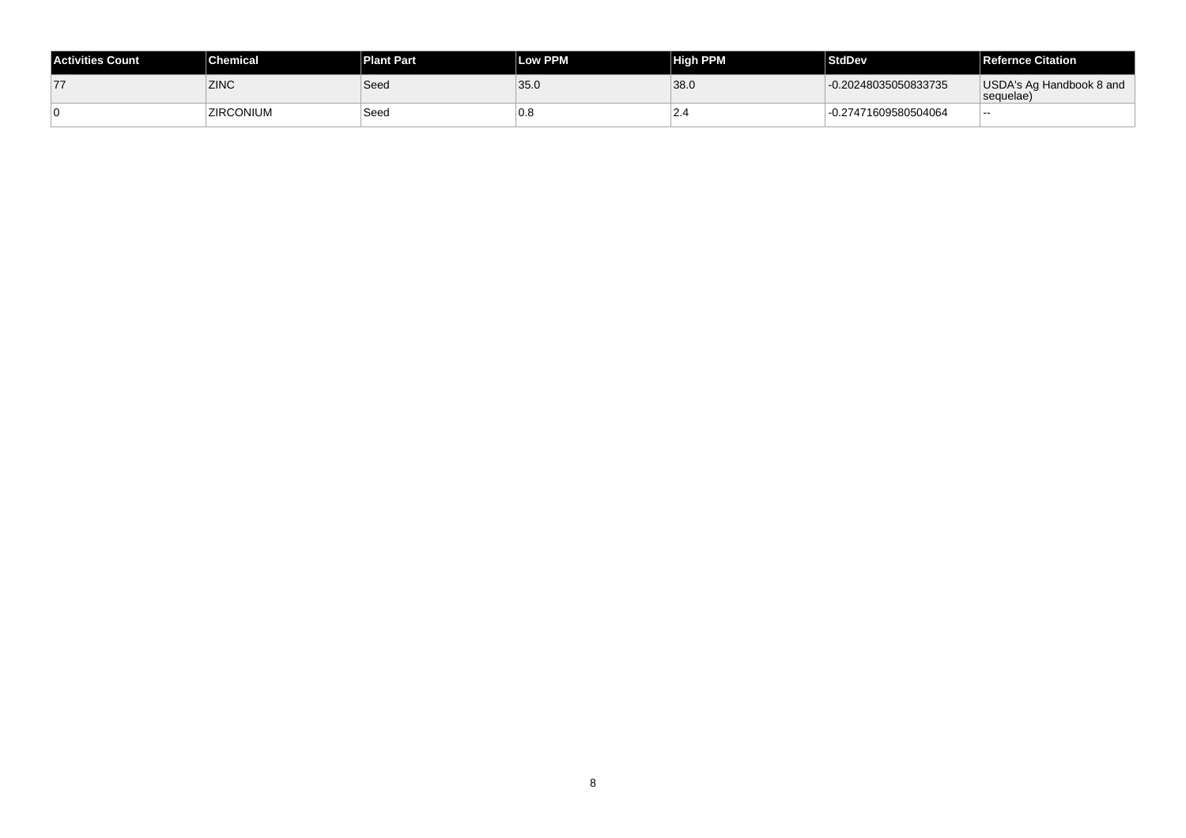| Activities Count | Chemical | Plant Part | Low PPM | High PPM | StdDev | Refernce Citation |
|---|---|---|---|---|---|---|
| 77 | ZINC | Seed | 35.0 | 38.0 | -0.20248035050833735 | USDA's Ag Handbook 8 and sequelae) |
| 0 | ZIRCONIUM | Seed | 0.8 | 2.4 | -0.27471609580504064 | -- |